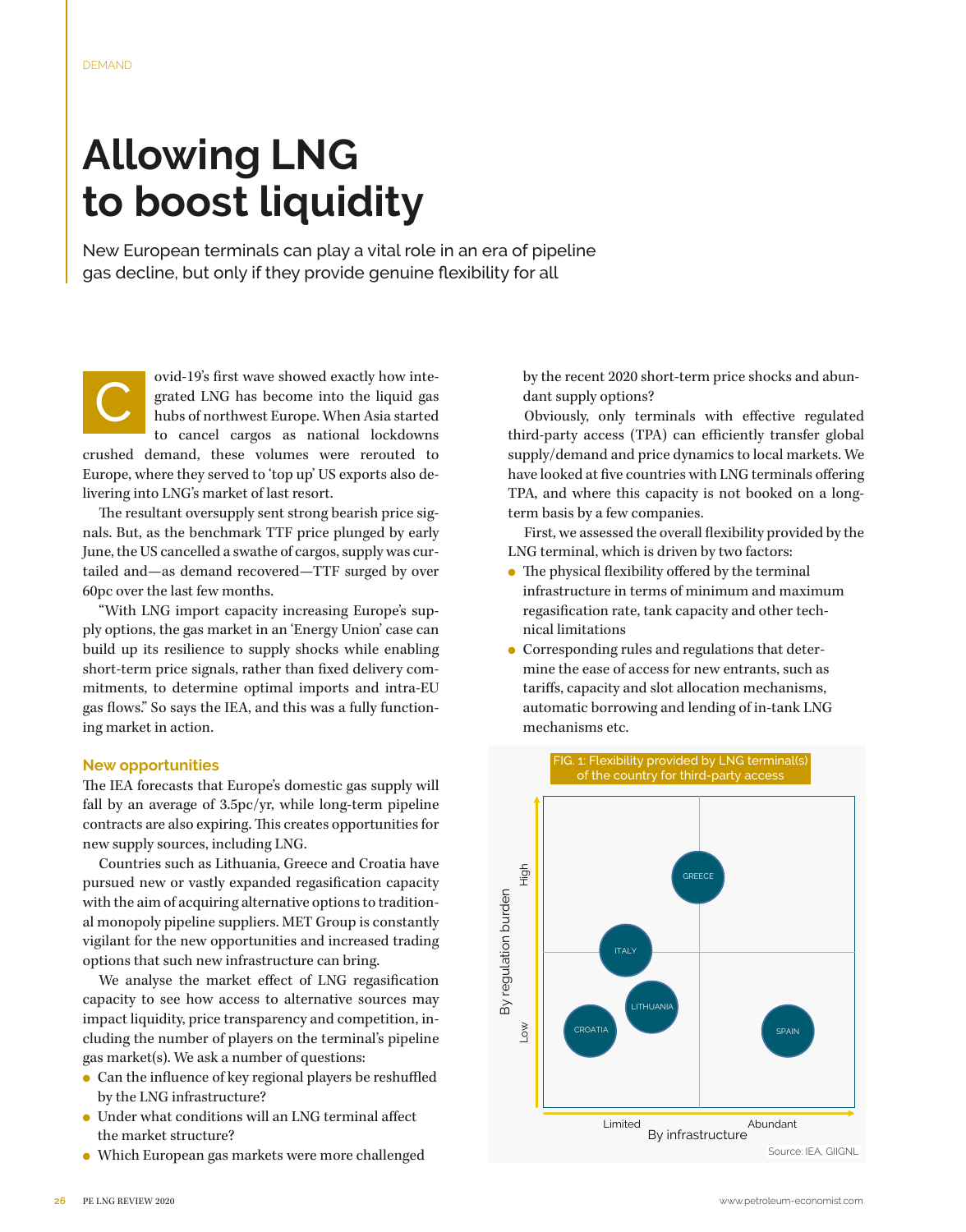DEMAND

# Allowing LNG to boost liquidity

New European terminals can play a vital role in an era of pipeline gas decline, but only if they provide genuine flexibility for all

Covid-19's first wave showed exactly how integrated LNG has become into the liquid gas hubs of northwest Europe. When Asia started to cancel cargos as national lockdowns crushed demand, these volumes were rerouted to Europe, where they served to 'top up' US exports also delivering into LNG's market of last resort.

The resultant oversupply sent strong bearish price signals. But, as the benchmark TTF price plunged by early June, the US cancelled a swathe of cargos, supply was curtailed and—as demand recovered—TTF surged by over 60pc over the last few months.

"With LNG import capacity increasing Europe's supply options, the gas market in an 'Energy Union' case can build up its resilience to supply shocks while enabling short-term price signals, rather than fixed delivery commitments, to determine optimal imports and intra-EU gas flows." So says the IEA, and this was a fully functioning market in action.

### New opportunities

The IEA forecasts that Europe's domestic gas supply will fall by an average of 3.5pc/yr, while long-term pipeline contracts are also expiring. This creates opportunities for new supply sources, including LNG.

Countries such as Lithuania, Greece and Croatia have pursued new or vastly expanded regasification capacity with the aim of acquiring alternative options to traditional monopoly pipeline suppliers. MET Group is constantly vigilant for the new opportunities and increased trading options that such new infrastructure can bring.

We analyse the market effect of LNG regasification capacity to see how access to alternative sources may impact liquidity, price transparency and competition, including the number of players on the terminal's pipeline gas market(s). We ask a number of questions:

- Can the influence of key regional players be reshuffled by the LNG infrastructure?
- Under what conditions will an LNG terminal affect the market structure?
- Which European gas markets were more challenged by the recent 2020 short-term price shocks and abundant supply options?

Obviously, only terminals with effective regulated third-party access (TPA) can efficiently transfer global supply/demand and price dynamics to local markets. We have looked at five countries with LNG terminals offering TPA, and where this capacity is not booked on a long-term basis by a few companies.

First, we assessed the overall flexibility provided by the LNG terminal, which is driven by two factors:

- The physical flexibility offered by the terminal infrastructure in terms of minimum and maximum regasification rate, tank capacity and other technical limitations
- Corresponding rules and regulations that determine the ease of access for new entrants, such as tariffs, capacity and slot allocation mechanisms, automatic borrowing and lending of in-tank LNG mechanisms etc.

FIG. 1: Flexibility provided by LNG terminal(s) of the country for third-party access

| By regulation burden \ By infrastructure | Limited | Abundant |
|---|---|---|
| High | Greece (border), Italy | |
| Low | Croatia, Lithuania | Spain |

Source: IEA, GIIGNL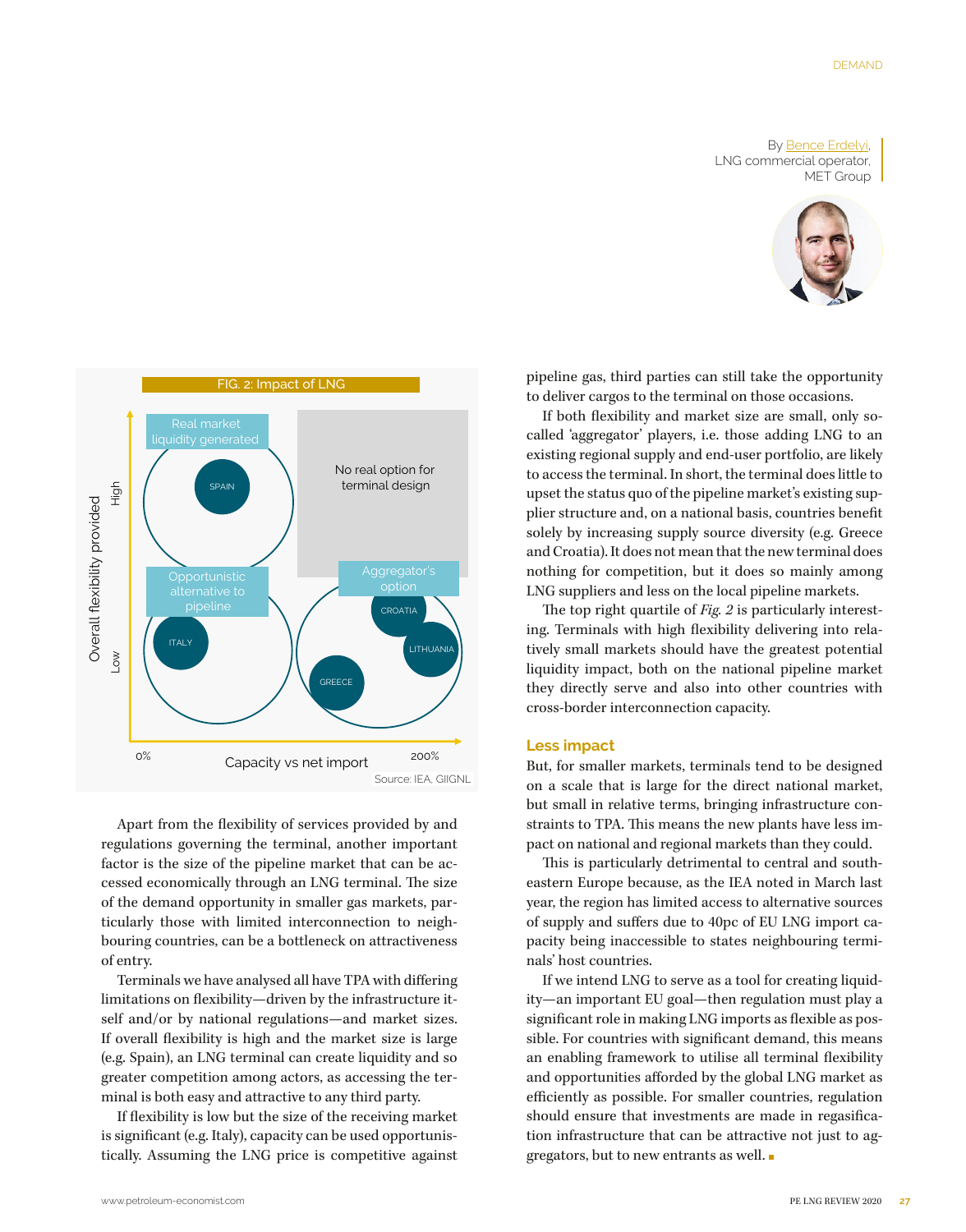By Bence Erdelyi, LNG commercial operator, MET Group

FIG. 2: Impact of LNG

Real market liquidity generated

SPAIN

No real option for terminal design

Opportunistic alternative to pipeline

ITALY

Aggregator's option

CROATIA

LITHUANIA

GREECE

Overall flexibility provided

High

Low

0%

Capacity vs net import

200%

Source: IEA, GIIGNL

Apart from the flexibility of services provided by and regulations governing the terminal, another important factor is the size of the pipeline market that can be accessed economically through an LNG terminal. The size of the demand opportunity in smaller gas markets, particularly those with limited interconnection to neighbouring countries, can be a bottleneck on attractiveness of entry.

Terminals we have analysed all have TPA with differing limitations on flexibility—driven by the infrastructure itself and/or by national regulations—and market sizes. If overall flexibility is high and the market size is large (e.g. Spain), an LNG terminal can create liquidity and so greater competition among actors, as accessing the terminal is both easy and attractive to any third party.

If flexibility is low but the size of the receiving market is significant (e.g. Italy), capacity can be used opportunistically. Assuming the LNG price is competitive against pipeline gas, third parties can still take the opportunity to deliver cargos to the terminal on those occasions.

If both flexibility and market size are small, only so-called 'aggregator' players, i.e. those adding LNG to an existing regional supply and end-user portfolio, are likely to access the terminal. In short, the terminal does little to upset the status quo of the pipeline market's existing supplier structure and, on a national basis, countries benefit solely by increasing supply source diversity (e.g. Greece and Croatia). It does not mean that the new terminal does nothing for competition, but it does so mainly among LNG suppliers and less on the local pipeline markets.

The top right quartile of *Fig. 2* is particularly interesting. Terminals with high flexibility delivering into relatively small markets should have the greatest potential liquidity impact, both on the national pipeline market they directly serve and also into other countries with cross-border interconnection capacity.

## Less impact

But, for smaller markets, terminals tend to be designed on a scale that is large for the direct national market, but small in relative terms, bringing infrastructure constraints to TPA. This means the new plants have less impact on national and regional markets than they could.

This is particularly detrimental to central and southeastern Europe because, as the IEA noted in March last year, the region has limited access to alternative sources of supply and suffers due to 40pc of EU LNG import capacity being inaccessible to states neighbouring terminals' host countries.

If we intend LNG to serve as a tool for creating liquidity—an important EU goal—then regulation must play a significant role in making LNG imports as flexible as possible. For countries with significant demand, this means an enabling framework to utilise all terminal flexibility and opportunities afforded by the global LNG market as efficiently as possible. For smaller countries, regulation should ensure that investments are made in regasification infrastructure that can be attractive not just to aggregators, but to new entrants as well.